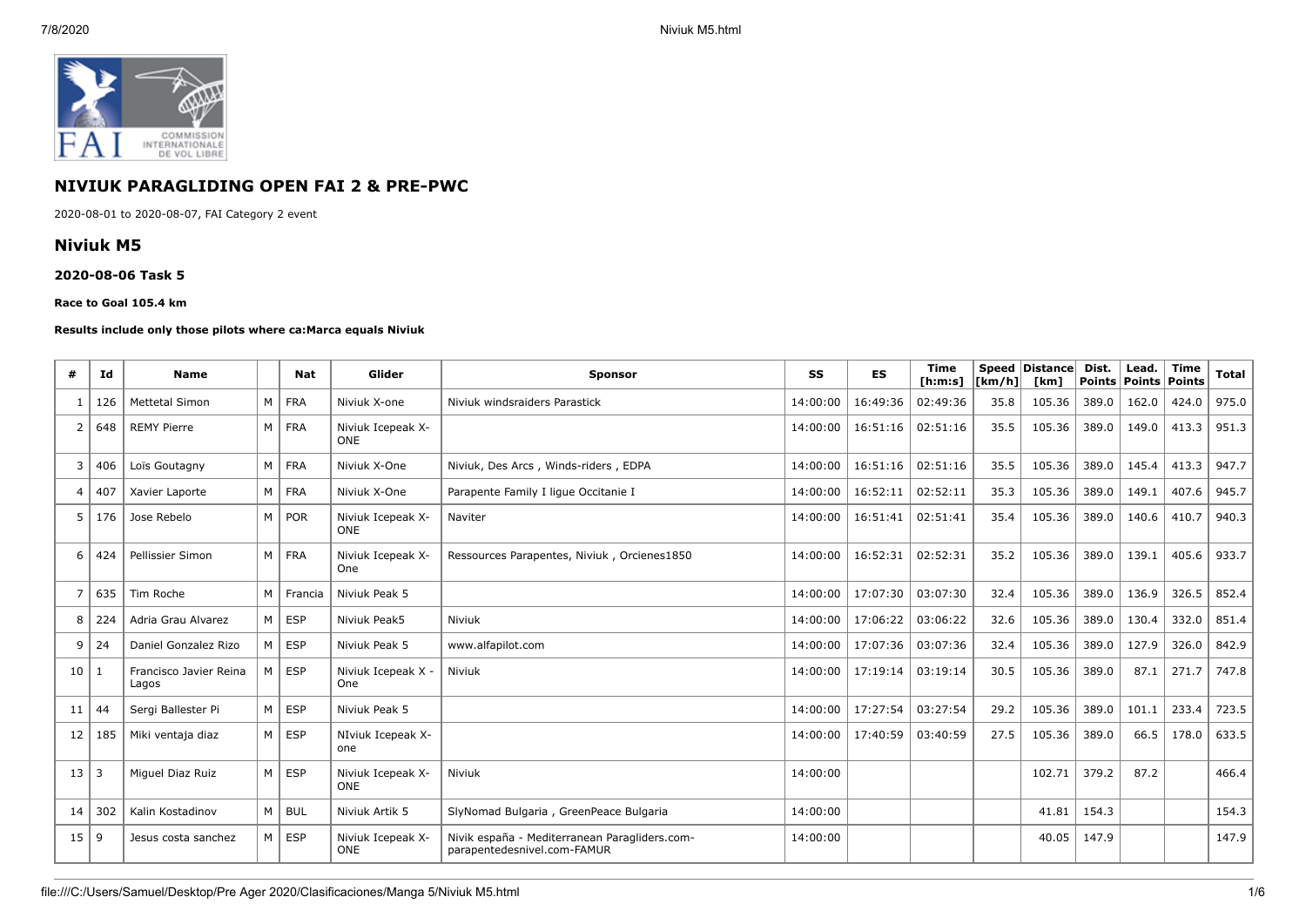## NIVIUK PARAGLIDING OPEN FAI 2 & PRE-PWC

2020-08-01 to 2020-08-07, FAI Category 2 event

## Niviuk M5

### 2020-08-06 Task 5

**Race to Goal 105.4 km**

**Results include only those pilots where ca:Marca equals Niviuk**

| # | Id | Name | | Nat | Glider | Sponsor | SS | ES | Time [h:m:s] | Speed [km/h] | Distance [km] | Dist. Points | Lead. Points | Time Points | Total |
|---|---|---|---|---|---|---|---|---|---|---|---|---|---|---|---|
| 1 | 126 | Mettetal Simon | M | FRA | Niviuk X-one | Niviuk windsraiders Parastick | 14:00:00 | 16:49:36 | 02:49:36 | 35.8 | 105.36 | 389.0 | 162.0 | 424.0 | 975.0 |
| 2 | 648 | REMY Pierre | M | FRA | Niviuk Icepeak X-ONE | | 14:00:00 | 16:51:16 | 02:51:16 | 35.5 | 105.36 | 389.0 | 149.0 | 413.3 | 951.3 |
| 3 | 406 | Loïs Goutagny | M | FRA | Niviuk X-One | Niviuk, Des Arcs , Winds-riders , EDPA | 14:00:00 | 16:51:16 | 02:51:16 | 35.5 | 105.36 | 389.0 | 145.4 | 413.3 | 947.7 |
| 4 | 407 | Xavier Laporte | M | FRA | Niviuk X-One | Parapente Family I ligue Occitanie I | 14:00:00 | 16:52:11 | 02:52:11 | 35.3 | 105.36 | 389.0 | 149.1 | 407.6 | 945.7 |
| 5 | 176 | Jose Rebelo | M | POR | Niviuk Icepeak X-ONE | Naviter | 14:00:00 | 16:51:41 | 02:51:41 | 35.4 | 105.36 | 389.0 | 140.6 | 410.7 | 940.3 |
| 6 | 424 | Pellissier Simon | M | FRA | Niviuk Icepeak X-One | Ressources Parapentes, Niviuk , Orcienes1850 | 14:00:00 | 16:52:31 | 02:52:31 | 35.2 | 105.36 | 389.0 | 139.1 | 405.6 | 933.7 |
| 7 | 635 | Tim Roche | M | Francia | Niviuk Peak 5 | | 14:00:00 | 17:07:30 | 03:07:30 | 32.4 | 105.36 | 389.0 | 136.9 | 326.5 | 852.4 |
| 8 | 224 | Adria Grau Alvarez | M | ESP | Niviuk Peak5 | Niviuk | 14:00:00 | 17:06:22 | 03:06:22 | 32.6 | 105.36 | 389.0 | 130.4 | 332.0 | 851.4 |
| 9 | 24 | Daniel Gonzalez Rizo | M | ESP | Niviuk Peak 5 | www.alfapilot.com | 14:00:00 | 17:07:36 | 03:07:36 | 32.4 | 105.36 | 389.0 | 127.9 | 326.0 | 842.9 |
| 10 | 1 | Francisco Javier Reina Lagos | M | ESP | Niviuk Icepeak X - One | Niviuk | 14:00:00 | 17:19:14 | 03:19:14 | 30.5 | 105.36 | 389.0 | 87.1 | 271.7 | 747.8 |
| 11 | 44 | Sergi Ballester Pi | M | ESP | Niviuk Peak 5 | | 14:00:00 | 17:27:54 | 03:27:54 | 29.2 | 105.36 | 389.0 | 101.1 | 233.4 | 723.5 |
| 12 | 185 | Miki ventaja diaz | M | ESP | NIviuk Icepeak X-one | | 14:00:00 | 17:40:59 | 03:40:59 | 27.5 | 105.36 | 389.0 | 66.5 | 178.0 | 633.5 |
| 13 | 3 | Miguel Diaz Ruiz | M | ESP | Niviuk Icepeak X-ONE | Niviuk | 14:00:00 | | | | 102.71 | 379.2 | 87.2 | | 466.4 |
| 14 | 302 | Kalin Kostadinov | M | BUL | Niviuk Artik 5 | SlyNomad Bulgaria , GreenPeace Bulgaria | 14:00:00 | | | | 41.81 | 154.3 | | | 154.3 |
| 15 | 9 | Jesus costa sanchez | M | ESP | Niviuk Icepeak X-ONE | Nivik españa - Mediterranean Paragliders.com-parapentedesnivel.com-FAMUR | 14:00:00 | | | | 40.05 | 147.9 | | | 147.9 |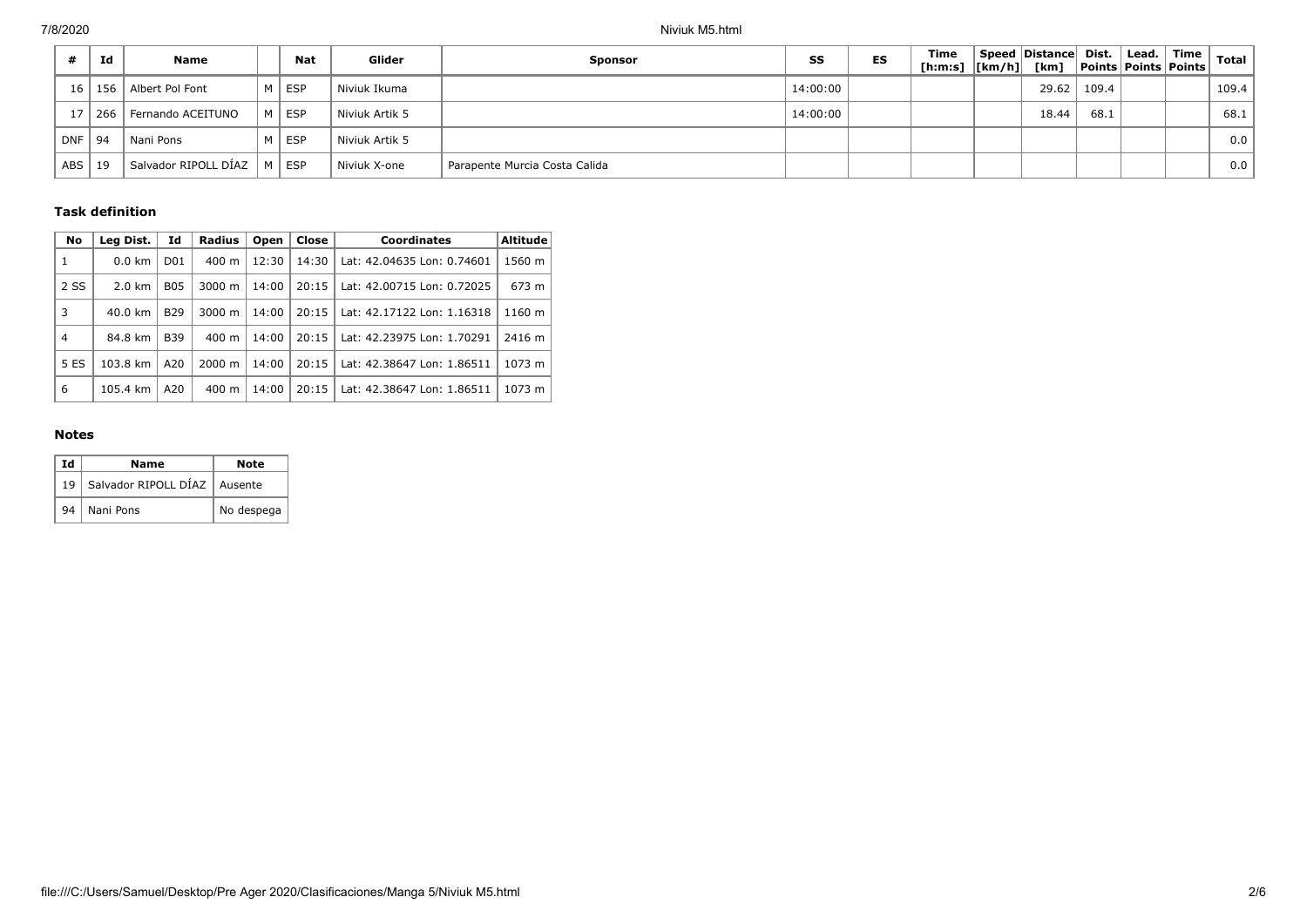| # | Id | Name | | Nat | Glider | Sponsor | SS | ES | Time [h:m:s] | Speed [km/h] | Distance [km] | Dist. Points | Lead. Points | Time Points | Total |
|---|---|---|---|---|---|---|---|---|---|---|---|---|---|---|---|
| 16 | 156 | Albert Pol Font | M | ESP | Niviuk Ikuma | | 14:00:00 | | | | 29.62 | 109.4 | | | 109.4 |
| 17 | 266 | Fernando ACEITUNO | M | ESP | Niviuk Artik 5 | | 14:00:00 | | | | 18.44 | 68.1 | | | 68.1 |
| DNF | 94 | Nani Pons | M | ESP | Niviuk Artik 5 | | | | | | | | | | 0.0 |
| ABS | 19 | Salvador RIPOLL DÍAZ | M | ESP | Niviuk X-one | Parapente Murcia Costa Calida | | | | | | | | | 0.0 |

### Task definition

| No | Leg Dist. | Id | Radius | Open | Close | Coordinates | Altitude |
|---|---|---|---|---|---|---|---|
| 1 | 0.0 km | D01 | 400 m | 12:30 | 14:30 | Lat: 42.04635 Lon: 0.74601 | 1560 m |
| 2 SS | 2.0 km | B05 | 3000 m | 14:00 | 20:15 | Lat: 42.00715 Lon: 0.72025 | 673 m |
| 3 | 40.0 km | B29 | 3000 m | 14:00 | 20:15 | Lat: 42.17122 Lon: 1.16318 | 1160 m |
| 4 | 84.8 km | B39 | 400 m | 14:00 | 20:15 | Lat: 42.23975 Lon: 1.70291 | 2416 m |
| 5 ES | 103.8 km | A20 | 2000 m | 14:00 | 20:15 | Lat: 42.38647 Lon: 1.86511 | 1073 m |
| 6 | 105.4 km | A20 | 400 m | 14:00 | 20:15 | Lat: 42.38647 Lon: 1.86511 | 1073 m |

### Notes

| Id | Name | Note |
|---|---|---|
| 19 | Salvador RIPOLL DÍAZ | Ausente |
| 94 | Nani Pons | No despega |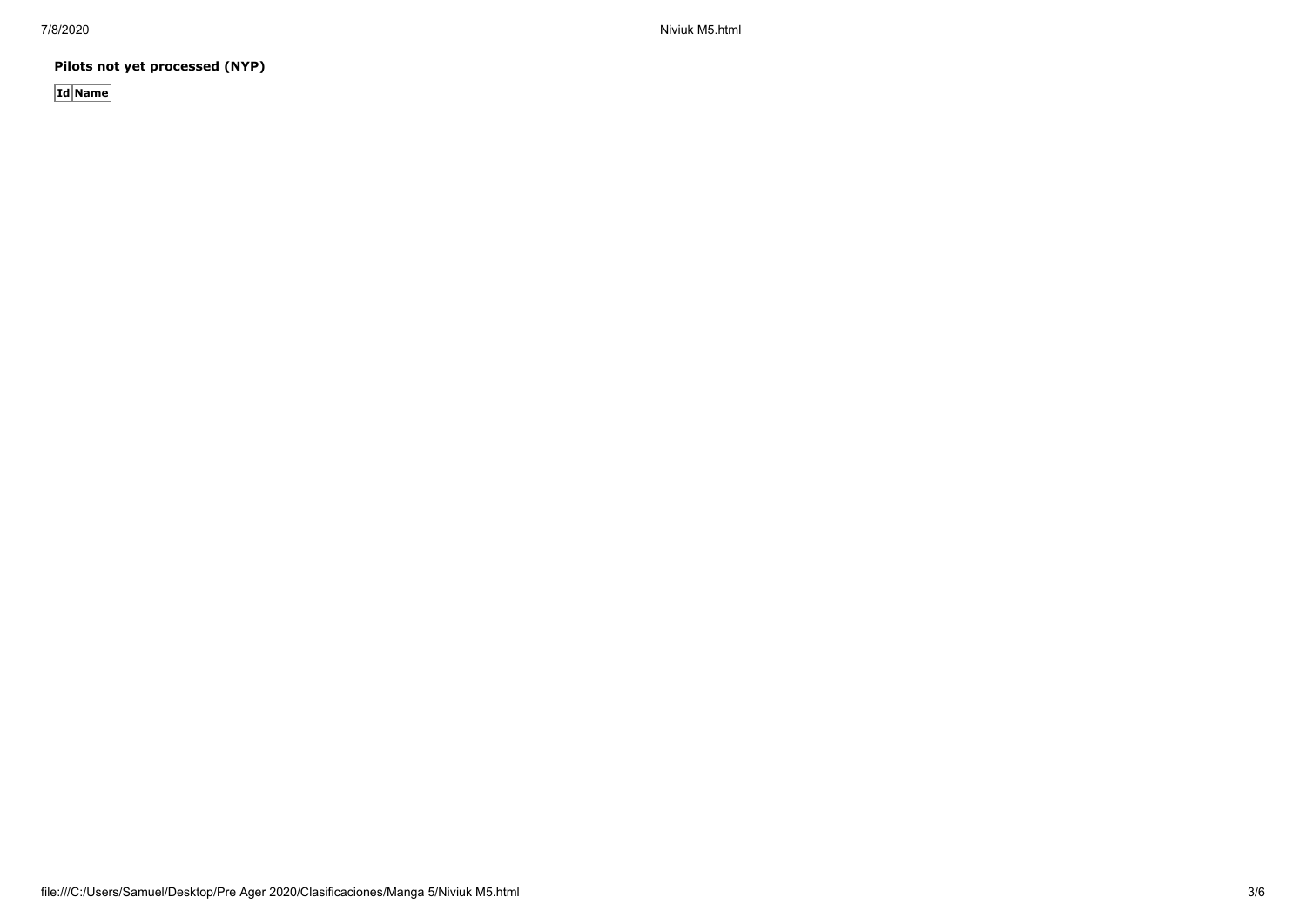**Pilots not yet processed (NYP)**

| Id | Name |
|---|---|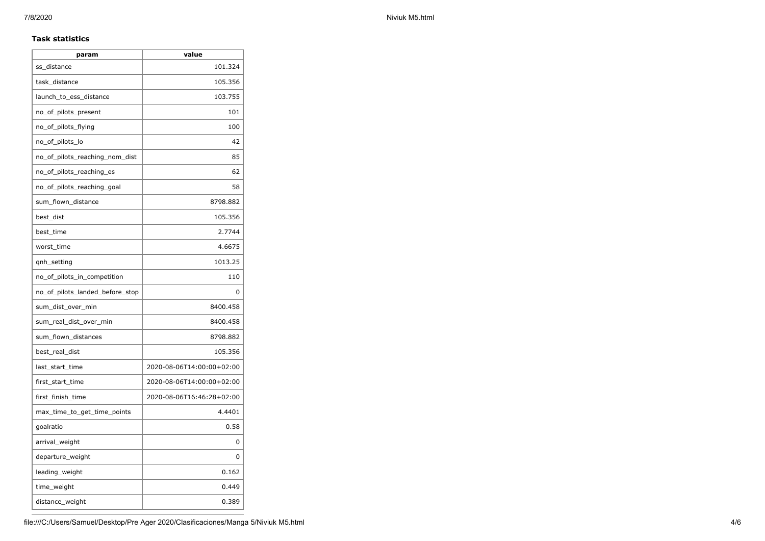**Task statistics**

| param | value |
|---|---|
| ss_distance | 101.324 |
| task_distance | 105.356 |
| launch_to_ess_distance | 103.755 |
| no_of_pilots_present | 101 |
| no_of_pilots_flying | 100 |
| no_of_pilots_lo | 42 |
| no_of_pilots_reaching_nom_dist | 85 |
| no_of_pilots_reaching_es | 62 |
| no_of_pilots_reaching_goal | 58 |
| sum_flown_distance | 8798.882 |
| best_dist | 105.356 |
| best_time | 2.7744 |
| worst_time | 4.6675 |
| qnh_setting | 1013.25 |
| no_of_pilots_in_competition | 110 |
| no_of_pilots_landed_before_stop | 0 |
| sum_dist_over_min | 8400.458 |
| sum_real_dist_over_min | 8400.458 |
| sum_flown_distances | 8798.882 |
| best_real_dist | 105.356 |
| last_start_time | 2020-08-06T14:00:00+02:00 |
| first_start_time | 2020-08-06T14:00:00+02:00 |
| first_finish_time | 2020-08-06T16:46:28+02:00 |
| max_time_to_get_time_points | 4.4401 |
| goalratio | 0.58 |
| arrival_weight | 0 |
| departure_weight | 0 |
| leading_weight | 0.162 |
| time_weight | 0.449 |
| distance_weight | 0.389 |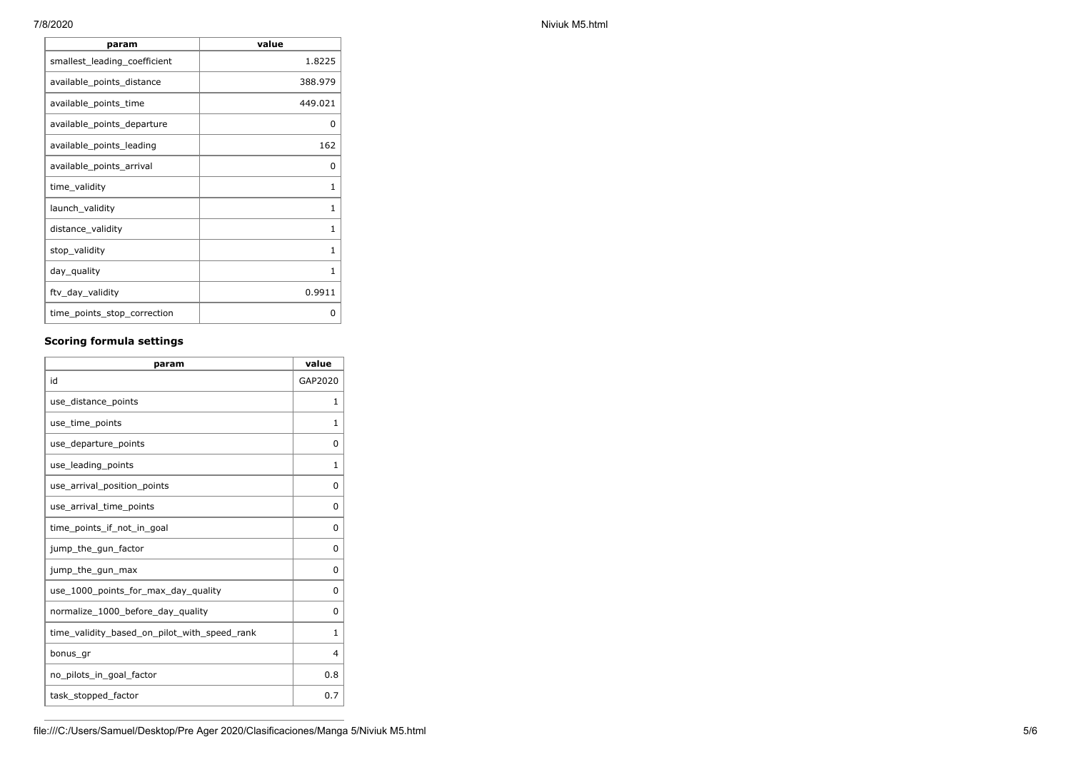| param | value |
| --- | --- |
| smallest_leading_coefficient | 1.8225 |
| available_points_distance | 388.979 |
| available_points_time | 449.021 |
| available_points_departure | 0 |
| available_points_leading | 162 |
| available_points_arrival | 0 |
| time_validity | 1 |
| launch_validity | 1 |
| distance_validity | 1 |
| stop_validity | 1 |
| day_quality | 1 |
| ftv_day_validity | 0.9911 |
| time_points_stop_correction | 0 |

### Scoring formula settings

| param | value |
| --- | --- |
| id | GAP2020 |
| use_distance_points | 1 |
| use_time_points | 1 |
| use_departure_points | 0 |
| use_leading_points | 1 |
| use_arrival_position_points | 0 |
| use_arrival_time_points | 0 |
| time_points_if_not_in_goal | 0 |
| jump_the_gun_factor | 0 |
| jump_the_gun_max | 0 |
| use_1000_points_for_max_day_quality | 0 |
| normalize_1000_before_day_quality | 0 |
| time_validity_based_on_pilot_with_speed_rank | 1 |
| bonus_gr | 4 |
| no_pilots_in_goal_factor | 0.8 |
| task_stopped_factor | 0.7 |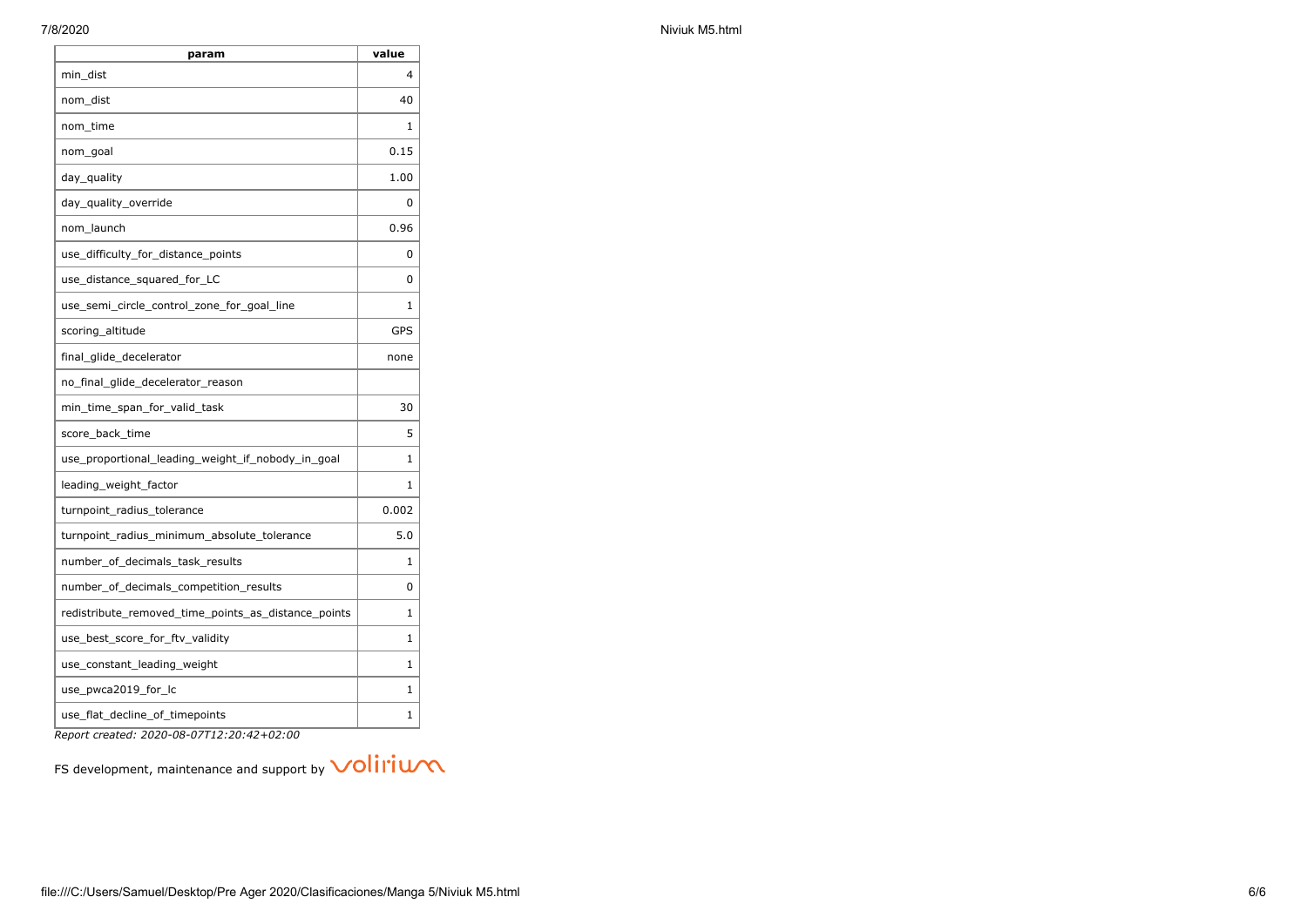| param | value |
|---|---|
| min_dist | 4 |
| nom_dist | 40 |
| nom_time | 1 |
| nom_goal | 0.15 |
| day_quality | 1.00 |
| day_quality_override | 0 |
| nom_launch | 0.96 |
| use_difficulty_for_distance_points | 0 |
| use_distance_squared_for_LC | 0 |
| use_semi_circle_control_zone_for_goal_line | 1 |
| scoring_altitude | GPS |
| final_glide_decelerator | none |
| no_final_glide_decelerator_reason | |
| min_time_span_for_valid_task | 30 |
| score_back_time | 5 |
| use_proportional_leading_weight_if_nobody_in_goal | 1 |
| leading_weight_factor | 1 |
| turnpoint_radius_tolerance | 0.002 |
| turnpoint_radius_minimum_absolute_tolerance | 5.0 |
| number_of_decimals_task_results | 1 |
| number_of_decimals_competition_results | 0 |
| redistribute_removed_time_points_as_distance_points | 1 |
| use_best_score_for_ftv_validity | 1 |
| use_constant_leading_weight | 1 |
| use_pwca2019_for_lc | 1 |
| use_flat_decline_of_timepoints | 1 |

*Report created: 2020-08-07T12:20:42+02:00*

FS development, maintenance and support by volirium